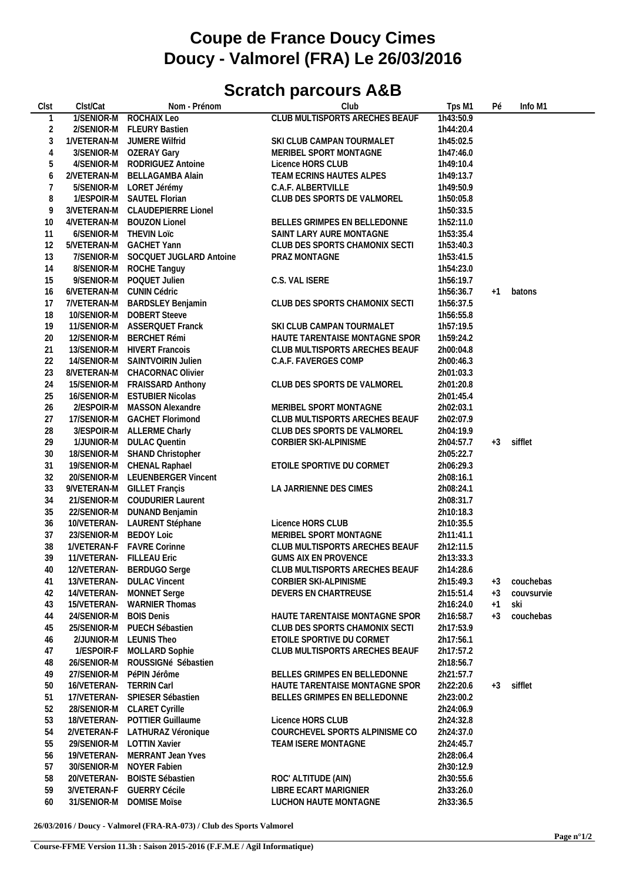# Coupe de France Doucy Cimes
# Doucy - Valmorel (FRA) Le 26/03/2016

## Scratch parcours A&B

| Clst | Clst/Cat | Nom - Prénom | Club | Tps M1 | Pé | Info M1 |
|---|---|---|---|---|---|---|
| 1 | 1/SENIOR-M | ROCHAIX Leo | CLUB MULTISPORTS ARECHES BEAUF | 1h43:50.9 | | |
| 2 | 2/SENIOR-M | FLEURY Bastien | | 1h44:20.4 | | |
| 3 | 1/VETERAN-M | JUMERE Wilfrid | SKI CLUB CAMPAN TOURMALET | 1h45:02.5 | | |
| 4 | 3/SENIOR-M | OZERAY Gary | MERIBEL SPORT MONTAGNE | 1h47:46.0 | | |
| 5 | 4/SENIOR-M | RODRIGUEZ Antoine | Licence HORS CLUB | 1h49:10.4 | | |
| 6 | 2/VETERAN-M | BELLAGAMBA Alain | TEAM ECRINS HAUTES ALPES | 1h49:13.7 | | |
| 7 | 5/SENIOR-M | LORET Jérémy | C.A.F. ALBERTVILLE | 1h49:50.9 | | |
| 8 | 1/ESPOIR-M | SAUTEL Florian | CLUB DES SPORTS DE VALMOREL | 1h50:05.8 | | |
| 9 | 3/VETERAN-M | CLAUDEPIERRE Lionel | | 1h50:33.5 | | |
| 10 | 4/VETERAN-M | BOUZON Lionel | BELLES GRIMPES EN BELLEDONNE | 1h52:11.0 | | |
| 11 | 6/SENIOR-M | THEVIN Loïc | SAINT LARY AURE MONTAGNE | 1h53:35.4 | | |
| 12 | 5/VETERAN-M | GACHET Yann | CLUB DES SPORTS CHAMONIX SECTI | 1h53:40.3 | | |
| 13 | 7/SENIOR-M | SOCQUET JUGLARD Antoine | PRAZ MONTAGNE | 1h53:41.5 | | |
| 14 | 8/SENIOR-M | ROCHE Tanguy | | 1h54:23.0 | | |
| 15 | 9/SENIOR-M | POQUET Julien | C.S. VAL ISERE | 1h56:19.7 | | |
| 16 | 6/VETERAN-M | CUNIN Cédric | | 1h56:36.7 | +1 | batons |
| 17 | 7/VETERAN-M | BARDSLEY Benjamin | CLUB DES SPORTS CHAMONIX SECTI | 1h56:37.5 | | |
| 18 | 10/SENIOR-M | DOBERT Steeve | | 1h56:55.8 | | |
| 19 | 11/SENIOR-M | ASSERQUET Franck | SKI CLUB CAMPAN TOURMALET | 1h57:19.5 | | |
| 20 | 12/SENIOR-M | BERCHET Rémi | HAUTE TARENTAISE MONTAGNE SPOR | 1h59:24.2 | | |
| 21 | 13/SENIOR-M | HIVERT Francois | CLUB MULTISPORTS ARECHES BEAUF | 2h00:04.8 | | |
| 22 | 14/SENIOR-M | SAINTVOIRIN Julien | C.A.F. FAVERGES COMP | 2h00:46.3 | | |
| 23 | 8/VETERAN-M | CHACORNAC Olivier | | 2h01:03.3 | | |
| 24 | 15/SENIOR-M | FRAISSARD Anthony | CLUB DES SPORTS DE VALMOREL | 2h01:20.8 | | |
| 25 | 16/SENIOR-M | ESTUBIER Nicolas | | 2h01:45.4 | | |
| 26 | 2/ESPOIR-M | MASSON Alexandre | MERIBEL SPORT MONTAGNE | 2h02:03.1 | | |
| 27 | 17/SENIOR-M | GACHET Florimond | CLUB MULTISPORTS ARECHES BEAUF | 2h02:07.9 | | |
| 28 | 3/ESPOIR-M | ALLERME Charly | CLUB DES SPORTS DE VALMOREL | 2h04:19.9 | | |
| 29 | 1/JUNIOR-M | DULAC Quentin | CORBIER SKI-ALPINISME | 2h04:57.7 | +3 | sifflet |
| 30 | 18/SENIOR-M | SHAND Christopher | | 2h05:22.7 | | |
| 31 | 19/SENIOR-M | CHENAL Raphael | ETOILE SPORTIVE DU CORMET | 2h06:29.3 | | |
| 32 | 20/SENIOR-M | LEUENBERGER Vincent | | 2h08:16.1 | | |
| 33 | 9/VETERAN-M | GILLET Françis | LA JARRIENNE DES CIMES | 2h08:24.1 | | |
| 34 | 21/SENIOR-M | COUDURIER Laurent | | 2h08:31.7 | | |
| 35 | 22/SENIOR-M | DUNAND Benjamin | | 2h10:18.3 | | |
| 36 | 10/VETERAN- | LAURENT Stéphane | Licence HORS CLUB | 2h10:35.5 | | |
| 37 | 23/SENIOR-M | BEDOY Loic | MERIBEL SPORT MONTAGNE | 2h11:41.1 | | |
| 38 | 1/VETERAN-F | FAVRE Corinne | CLUB MULTISPORTS ARECHES BEAUF | 2h12:11.5 | | |
| 39 | 11/VETERAN- | FILLEAU Eric | GUMS AIX EN PROVENCE | 2h13:33.3 | | |
| 40 | 12/VETERAN- | BERDUGO Serge | CLUB MULTISPORTS ARECHES BEAUF | 2h14:28.6 | | |
| 41 | 13/VETERAN- | DULAC Vincent | CORBIER SKI-ALPINISME | 2h15:49.3 | +3 | couchebas |
| 42 | 14/VETERAN- | MONNET Serge | DEVERS EN CHARTREUSE | 2h15:51.4 | +3 | couvsurvie |
| 43 | 15/VETERAN- | WARNIER Thomas | | 2h16:24.0 | +1 | ski |
| 44 | 24/SENIOR-M | BOIS Denis | HAUTE TARENTAISE MONTAGNE SPOR | 2h16:58.7 | +3 | couchebas |
| 45 | 25/SENIOR-M | PUECH Sébastien | CLUB DES SPORTS CHAMONIX SECTI | 2h17:53.9 | | |
| 46 | 2/JUNIOR-M | LEUNIS Theo | ETOILE SPORTIVE DU CORMET | 2h17:56.1 | | |
| 47 | 1/ESPOIR-F | MOLLARD Sophie | CLUB MULTISPORTS ARECHES BEAUF | 2h17:57.2 | | |
| 48 | 26/SENIOR-M | ROUSSIGNé Sébastien | | 2h18:56.7 | | |
| 49 | 27/SENIOR-M | PéPIN Jérôme | BELLES GRIMPES EN BELLEDONNE | 2h21:57.7 | | |
| 50 | 16/VETERAN- | TERRIN Carl | HAUTE TARENTAISE MONTAGNE SPOR | 2h22:20.6 | +3 | sifflet |
| 51 | 17/VETERAN- | SPIESER Sébastien | BELLES GRIMPES EN BELLEDONNE | 2h23:00.2 | | |
| 52 | 28/SENIOR-M | CLARET Cyrille | | 2h24:06.9 | | |
| 53 | 18/VETERAN- | POTTIER Guillaume | Licence HORS CLUB | 2h24:32.8 | | |
| 54 | 2/VETERAN-F | LATHURAZ Véronique | COURCHEVEL SPORTS ALPINISME CO | 2h24:37.0 | | |
| 55 | 29/SENIOR-M | LOTTIN Xavier | TEAM ISERE MONTAGNE | 2h24:45.7 | | |
| 56 | 19/VETERAN- | MERRANT Jean Yves | | 2h28:06.4 | | |
| 57 | 30/SENIOR-M | NOYER Fabien | | 2h30:12.9 | | |
| 58 | 20/VETERAN- | BOISTE Sébastien | ROC' ALTITUDE (AIN) | 2h30:55.6 | | |
| 59 | 3/VETERAN-F | GUERRY Cécile | LIBRE ECART MARIGNIER | 2h33:26.0 | | |
| 60 | 31/SENIOR-M | DOMISE Moïse | LUCHON HAUTE MONTAGNE | 2h33:36.5 | | |

**26/03/2016 / Doucy - Valmorel (FRA-RA-073) / Club des Sports Valmorel**

**Course-FFME Version 11.3h : Saison 2015-2016 (F.F.M.E / Agil Informatique)**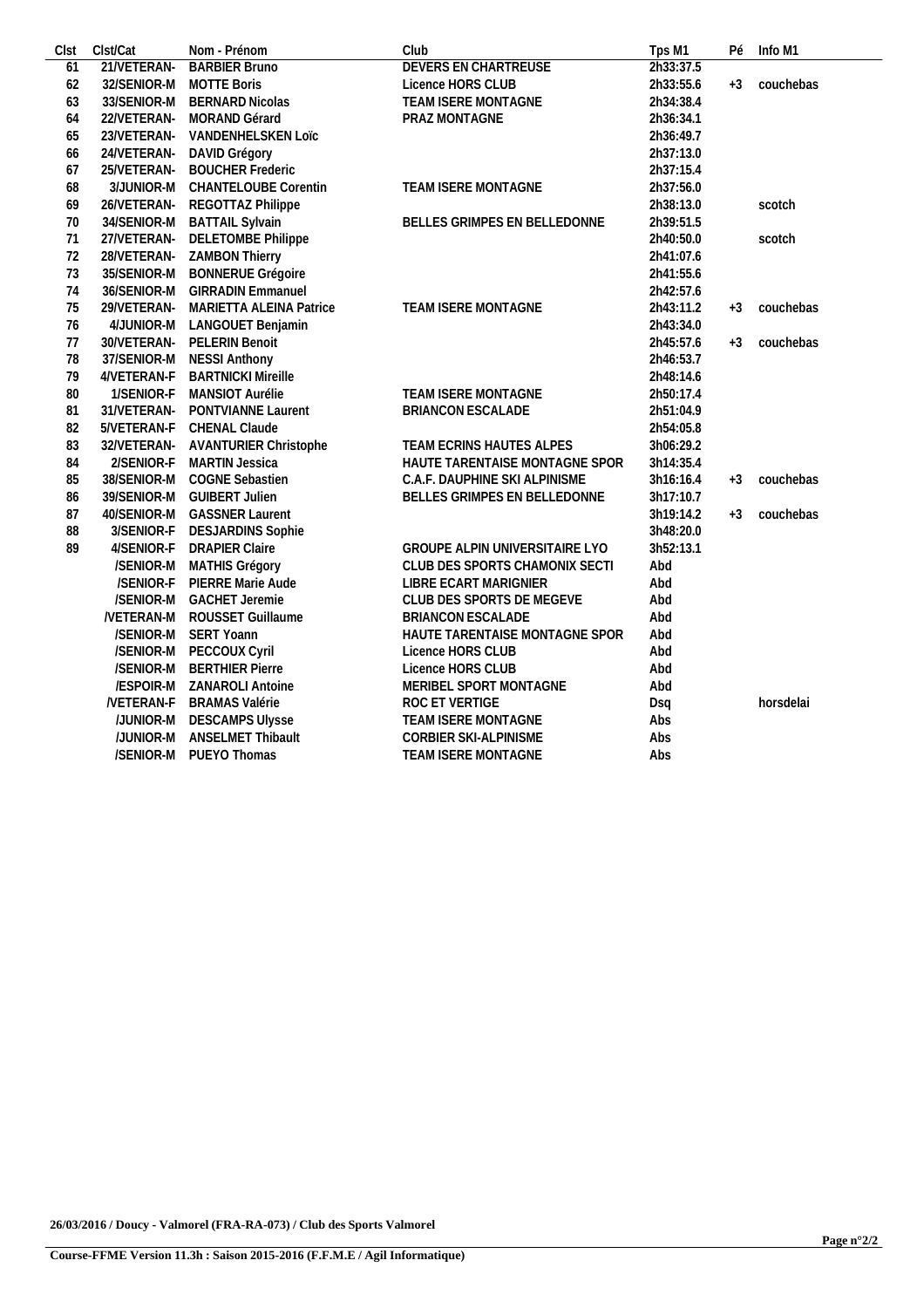| Clst | Clst/Cat | Nom - Prénom | Club | Tps M1 | Pé | Info M1 |
|---|---|---|---|---|---|---|
| 61 | 21/VETERAN- | BARBIER Bruno | DEVERS EN CHARTREUSE | 2h33:37.5 | | |
| 62 | 32/SENIOR-M | MOTTE Boris | Licence HORS CLUB | 2h33:55.6 | +3 | couchebas |
| 63 | 33/SENIOR-M | BERNARD Nicolas | TEAM ISERE MONTAGNE | 2h34:38.4 | | |
| 64 | 22/VETERAN- | MORAND Gérard | PRAZ MONTAGNE | 2h36:34.1 | | |
| 65 | 23/VETERAN- | VANDENHELSKEN Loïc | | 2h36:49.7 | | |
| 66 | 24/VETERAN- | DAVID Grégory | | 2h37:13.0 | | |
| 67 | 25/VETERAN- | BOUCHER Frederic | | 2h37:15.4 | | |
| 68 | 3/JUNIOR-M | CHANTELOUBE Corentin | TEAM ISERE MONTAGNE | 2h37:56.0 | | |
| 69 | 26/VETERAN- | REGOTTAZ Philippe | | 2h38:13.0 | | scotch |
| 70 | 34/SENIOR-M | BATTAIL Sylvain | BELLES GRIMPES EN BELLEDONNE | 2h39:51.5 | | |
| 71 | 27/VETERAN- | DELETOMBE Philippe | | 2h40:50.0 | | scotch |
| 72 | 28/VETERAN- | ZAMBON Thierry | | 2h41:07.6 | | |
| 73 | 35/SENIOR-M | BONNERUE Grégoire | | 2h41:55.6 | | |
| 74 | 36/SENIOR-M | GIRRADIN Emmanuel | | 2h42:57.6 | | |
| 75 | 29/VETERAN- | MARIETTA ALEINA Patrice | TEAM ISERE MONTAGNE | 2h43:11.2 | +3 | couchebas |
| 76 | 4/JUNIOR-M | LANGOUET Benjamin | | 2h43:34.0 | | |
| 77 | 30/VETERAN- | PELERIN Benoit | | 2h45:57.6 | +3 | couchebas |
| 78 | 37/SENIOR-M | NESSI Anthony | | 2h46:53.7 | | |
| 79 | 4/VETERAN-F | BARTNICKI Mireille | | 2h48:14.6 | | |
| 80 | 1/SENIOR-F | MANSIOT Aurélie | TEAM ISERE MONTAGNE | 2h50:17.4 | | |
| 81 | 31/VETERAN- | PONTVIANNE Laurent | BRIANCON ESCALADE | 2h51:04.9 | | |
| 82 | 5/VETERAN-F | CHENAL Claude | | 2h54:05.8 | | |
| 83 | 32/VETERAN- | AVANTURIER Christophe | TEAM ECRINS HAUTES ALPES | 3h06:29.2 | | |
| 84 | 2/SENIOR-F | MARTIN Jessica | HAUTE TARENTAISE MONTAGNE SPOR | 3h14:35.4 | | |
| 85 | 38/SENIOR-M | COGNE Sebastien | C.A.F. DAUPHINE SKI ALPINISME | 3h16:16.4 | +3 | couchebas |
| 86 | 39/SENIOR-M | GUIBERT Julien | BELLES GRIMPES EN BELLEDONNE | 3h17:10.7 | | |
| 87 | 40/SENIOR-M | GASSNER Laurent | | 3h19:14.2 | +3 | couchebas |
| 88 | 3/SENIOR-F | DESJARDINS Sophie | | 3h48:20.0 | | |
| 89 | 4/SENIOR-F | DRAPIER Claire | GROUPE ALPIN UNIVERSITAIRE LYO | 3h52:13.1 | | |
| | /SENIOR-M | MATHIS Grégory | CLUB DES SPORTS CHAMONIX SECTI | Abd | | |
| | /SENIOR-F | PIERRE Marie Aude | LIBRE ECART MARIGNIER | Abd | | |
| | /SENIOR-M | GACHET Jeremie | CLUB DES SPORTS DE MEGEVE | Abd | | |
| | /VETERAN-M | ROUSSET Guillaume | BRIANCON ESCALADE | Abd | | |
| | /SENIOR-M | SERT Yoann | HAUTE TARENTAISE MONTAGNE SPOR | Abd | | |
| | /SENIOR-M | PECCOUX Cyril | Licence HORS CLUB | Abd | | |
| | /SENIOR-M | BERTHIER Pierre | Licence HORS CLUB | Abd | | |
| | /ESPOIR-M | ZANAROLI Antoine | MERIBEL SPORT MONTAGNE | Abd | | |
| | /VETERAN-F | BRAMAS Valérie | ROC ET VERTIGE | Dsq | | horsdelai |
| | /JUNIOR-M | DESCAMPS Ulysse | TEAM ISERE MONTAGNE | Abs | | |
| | /JUNIOR-M | ANSELMET Thibault | CORBIER SKI-ALPINISME | Abs | | |
| | /SENIOR-M | PUEYO Thomas | TEAM ISERE MONTAGNE | Abs | | |

**26/03/2016 / Doucy - Valmorel (FRA-RA-073) / Club des Sports Valmorel**

**Course-FFME Version 11.3h : Saison 2015-2016 (F.F.M.E / Agil Informatique)**